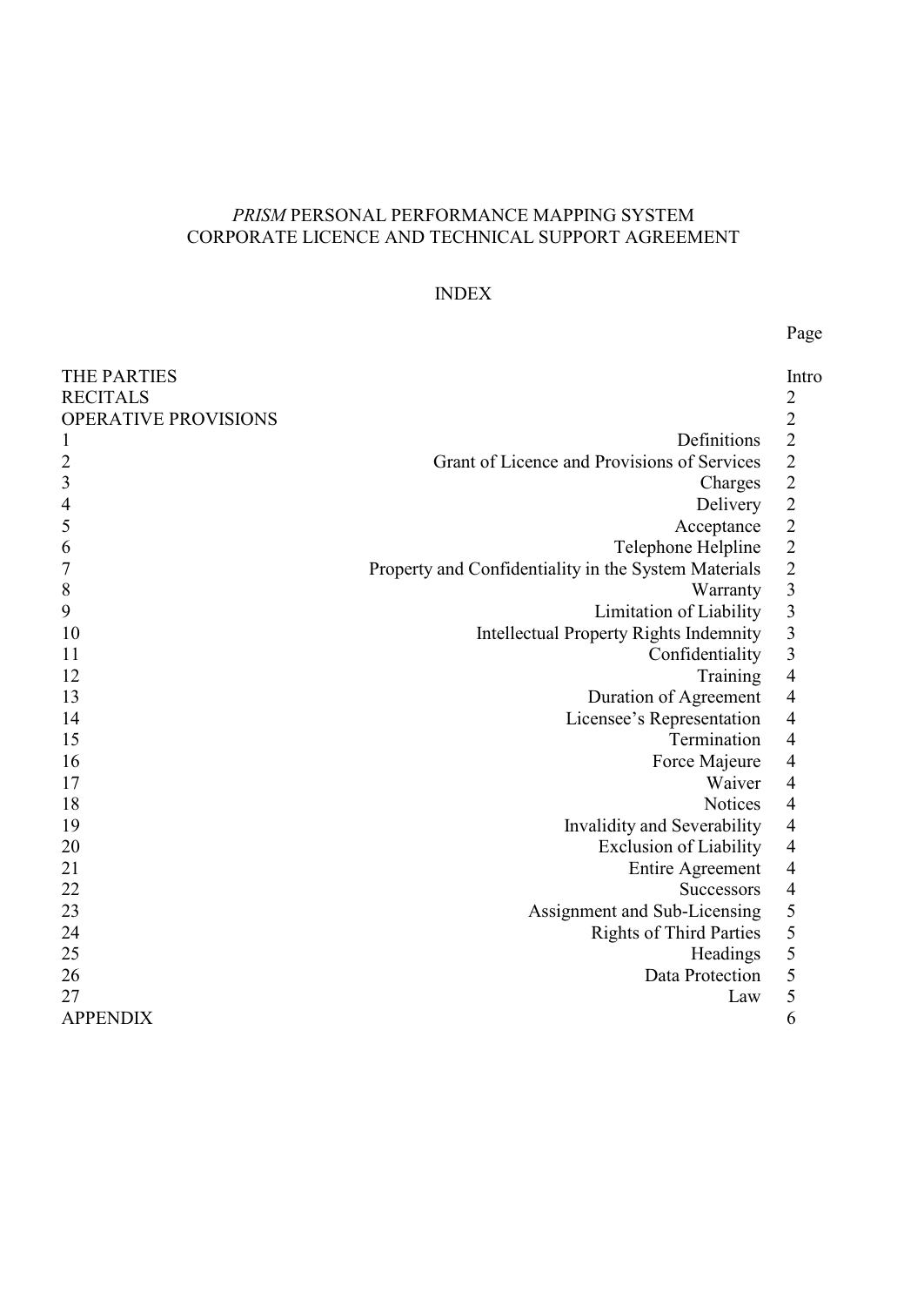# *PRISM* PERSONAL PERFORMANCE MAPPING SYSTEM
# CORPORATE LICENCE AND TECHNICAL SUPPORT AGREEMENT

## INDEX

| | | Page |
|---|---|---|
| THE PARTIES | | Intro |
| RECITALS | | 2 |
| OPERATIVE PROVISIONS | | 2 |
| 1 | Definitions | 2 |
| 2 | Grant of Licence and Provisions of Services | 2 |
| 3 | Charges | 2 |
| 4 | Delivery | 2 |
| 5 | Acceptance | 2 |
| 6 | Telephone Helpline | 2 |
| 7 | Property and Confidentiality in the System Materials | 2 |
| 8 | Warranty | 3 |
| 9 | Limitation of Liability | 3 |
| 10 | Intellectual Property Rights Indemnity | 3 |
| 11 | Confidentiality | 3 |
| 12 | Training | 4 |
| 13 | Duration of Agreement | 4 |
| 14 | Licensee's Representation | 4 |
| 15 | Termination | 4 |
| 16 | Force Majeure | 4 |
| 17 | Waiver | 4 |
| 18 | Notices | 4 |
| 19 | Invalidity and Severability | 4 |
| 20 | Exclusion of Liability | 4 |
| 21 | Entire Agreement | 4 |
| 22 | Successors | 4 |
| 23 | Assignment and Sub-Licensing | 5 |
| 24 | Rights of Third Parties | 5 |
| 25 | Headings | 5 |
| 26 | Data Protection | 5 |
| 27 | Law | 5 |
| APPENDIX | | 6 |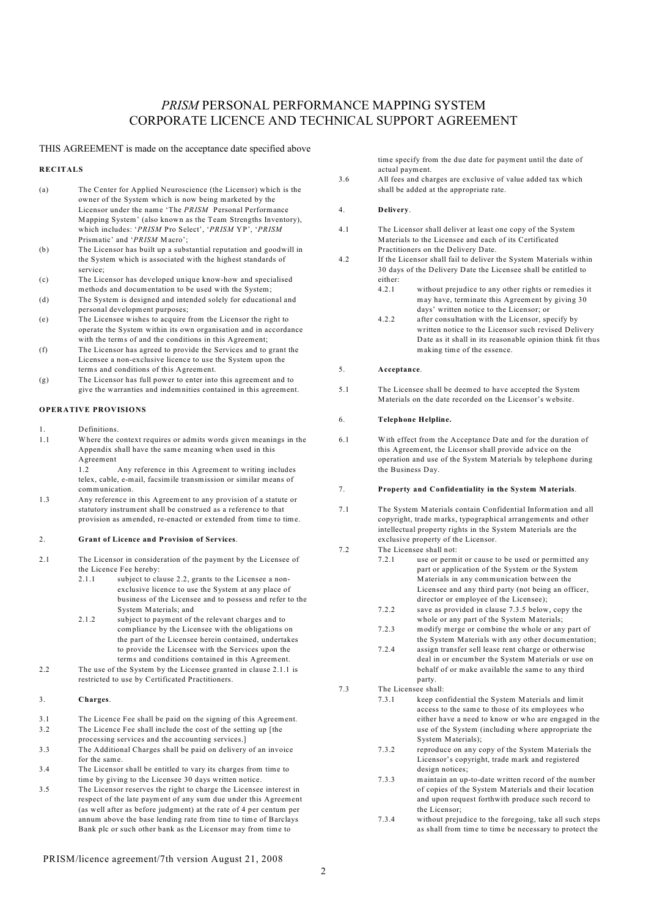# *PRISM* PERSONAL PERFORMANCE MAPPING SYSTEM
# CORPORATE LICENCE AND TECHNICAL SUPPORT AGREEMENT

THIS AGREEMENT is made on the acceptance date specified above

**RECITALS**

(a) The Center for Applied Neuroscience (the Licensor) which is the owner of the System which is now being marketed by the Licensor under the name 'The *PRISM* Personal Performance Mapping System' (also known as the Team Strengths Inventory), which includes: '*PRISM* Pro Select', '*PRISM* YP', '*PRISM* Prismatic' and '*PRISM* Macro';

(b) The Licensor has built up a substantial reputation and goodwill in the System which is associated with the highest standards of service;

(c) The Licensor has developed unique know-how and specialised methods and documentation to be used with the System;

(d) The System is designed and intended solely for educational and personal development purposes;

(e) The Licensee wishes to acquire from the Licensor the right to operate the System within its own organisation and in accordance with the terms of and the conditions in this Agreement;

(f) The Licensor has agreed to provide the Services and to grant the Licensee a non-exclusive licence to use the System upon the terms and conditions of this Agreement.

(g) The Licensor has full power to enter into this agreement and to give the warranties and indemnities contained in this agreement.

**OPERATIVE PROVISIONS**

1. Definitions.

1.1 Where the context requires or admits words given meanings in the Appendix shall have the same meaning when used in this Agreement

1.2 Any reference in this Agreement to writing includes telex, cable, e-mail, facsimile transmission or similar means of communication.

1.3 Any reference in this Agreement to any provision of a statute or statutory instrument shall be construed as a reference to that provision as amended, re-enacted or extended from time to time.

2. **Grant of Licence and Provision of Services**.

2.1 The Licensor in consideration of the payment by the Licensee of the Licence Fee hereby:

2.1.1 subject to clause 2.2, grants to the Licensee a non-exclusive licence to use the System at any place of business of the Licensee and to possess and refer to the System Materials; and

2.1.2 subject to payment of the relevant charges and to compliance by the Licensee with the obligations on the part of the Licensee herein contained, undertakes to provide the Licensee with the Services upon the terms and conditions contained in this Agreement.

2.2 The use of the System by the Licensee granted in clause 2.1.1 is restricted to use by Certificated Practitioners.

3. **Charges**.

3.1 The Licence Fee shall be paid on the signing of this Agreement.

3.2 The Licence Fee shall include the cost of the setting up [the processing services and the accounting services.]

3.3 The Additional Charges shall be paid on delivery of an invoice for the same.

3.4 The Licensor shall be entitled to vary its charges from time to time by giving to the Licensee 30 days written notice.

3.5 The Licensor reserves the right to charge the Licensee interest in respect of the late payment of any sum due under this Agreement (as well after as before judgment) at the rate of 4 per centum per annum above the base lending rate from tine to time of Barclays Bank plc or such other bank as the Licensor may from time to time specify from the due date for payment until the date of actual payment.

3.6 All fees and charges are exclusive of value added tax which shall be added at the appropriate rate.

4. **Delivery**.

4.1 The Licensor shall deliver at least one copy of the System Materials to the Licensee and each of its Certificated Practitioners on the Delivery Date.

4.2 If the Licensor shall fail to deliver the System Materials within 30 days of the Delivery Date the Licensee shall be entitled to either:

4.2.1 without prejudice to any other rights or remedies it may have, terminate this Agreement by giving 30 days' written notice to the Licensor; or

4.2.2 after consultation with the Licensor, specify by written notice to the Licensor such revised Delivery Date as it shall in its reasonable opinion think fit thus making time of the essence.

5. **Acceptance**.

5.1 The Licensee shall be deemed to have accepted the System Materials on the date recorded on the Licensor's website.

6. **Telephone Helpline.**

6.1 With effect from the Acceptance Date and for the duration of this Agreement, the Licensor shall provide advice on the operation and use of the System Materials by telephone during the Business Day.

7. **Property and Confidentiality in the System Materials**.

7.1 The System Materials contain Confidential Information and all copyright, trade marks, typographical arrangements and other intellectual property rights in the System Materials are the exclusive property of the Licensor.

7.2 The Licensee shall not:

7.2.1 use or permit or cause to be used or permitted any part or application of the System or the System Materials in any communication between the Licensee and any third party (not being an officer, director or employee of the Licensee);

7.2.2 save as provided in clause 7.3.5 below, copy the whole or any part of the System Materials;

7.2.3 modify merge or combine the whole or any part of the System Materials with any other documentation;

7.2.4 assign transfer sell lease rent charge or otherwise deal in or encumber the System Materials or use on behalf of or make available the same to any third party.

7.3 The Licensee shall:

7.3.1 keep confidential the System Materials and limit access to the same to those of its employees who either have a need to know or who are engaged in the use of the System (including where appropriate the System Materials);

7.3.2 reproduce on any copy of the System Materials the Licensor's copyright, trade mark and registered design notices;

7.3.3 maintain an up-to-date written record of the number of copies of the System Materials and their location and upon request forthwith produce such record to the Licensor;

7.3.4 without prejudice to the foregoing, take all such steps as shall from time to time be necessary to protect the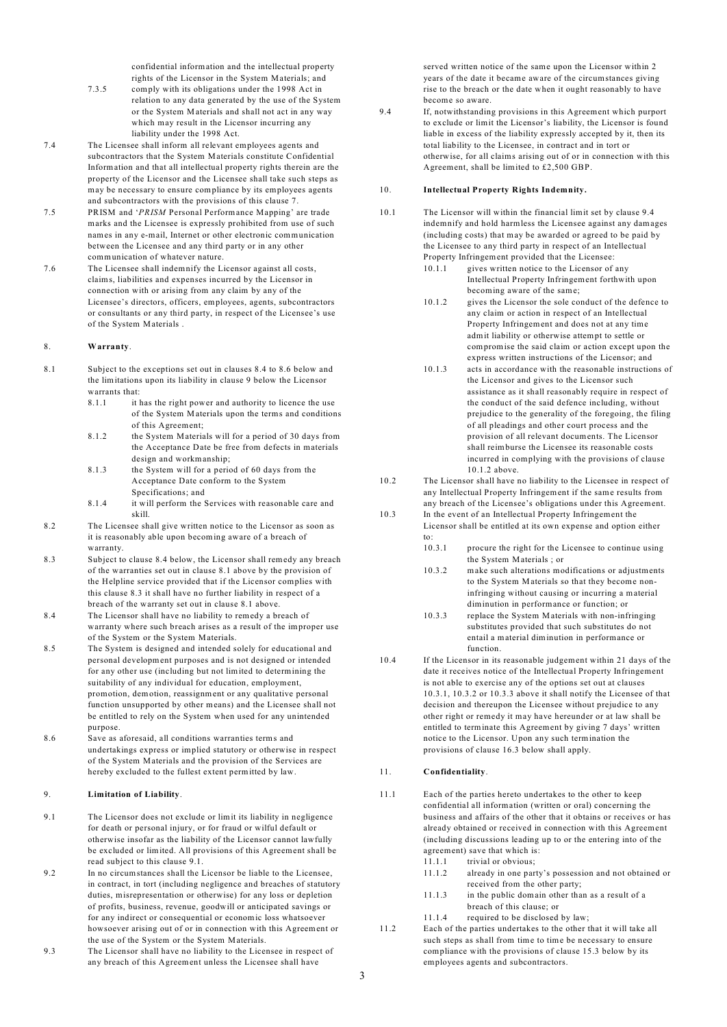confidential information and the intellectual property rights of the Licensor in the System Materials; and

7.3.5 comply with its obligations under the 1998 Act in relation to any data generated by the use of the System or the System Materials and shall not act in any way which may result in the Licensor incurring any liability under the 1998 Act.

7.4 The Licensee shall inform all relevant employees agents and subcontractors that the System Materials constitute Confidential Information and that all intellectual property rights therein are the property of the Licensor and the Licensee shall take such steps as may be necessary to ensure compliance by its employees agents and subcontractors with the provisions of this clause 7.

7.5 PRISM and '*PRISM* Personal Performance Mapping' are trade marks and the Licensee is expressly prohibited from use of such names in any e-mail, Internet or other electronic communication between the Licensee and any third party or in any other communication of whatever nature.

7.6 The Licensee shall indemnify the Licensor against all costs, claims, liabilities and expenses incurred by the Licensor in connection with or arising from any claim by any of the Licensee's directors, officers, employees, agents, subcontractors or consultants or any third party, in respect of the Licensee's use of the System Materials .

## 8. Warranty.

8.1 Subject to the exceptions set out in clauses 8.4 to 8.6 below and the limitations upon its liability in clause 9 below the Licensor warrants that:

8.1.1 it has the right power and authority to licence the use of the System Materials upon the terms and conditions of this Agreement;

8.1.2 the System Materials will for a period of 30 days from the Acceptance Date be free from defects in materials design and workmanship;

8.1.3 the System will for a period of 60 days from the Acceptance Date conform to the System Specifications; and

8.1.4 it will perform the Services with reasonable care and skill.

8.2 The Licensee shall give written notice to the Licensor as soon as it is reasonably able upon becoming aware of a breach of warranty.

8.3 Subject to clause 8.4 below, the Licensor shall remedy any breach of the warranties set out in clause 8.1 above by the provision of the Helpline service provided that if the Licensor complies with this clause 8.3 it shall have no further liability in respect of a breach of the warranty set out in clause 8.1 above.

8.4 The Licensor shall have no liability to remedy a breach of warranty where such breach arises as a result of the improper use of the System or the System Materials.

8.5 The System is designed and intended solely for educational and personal development purposes and is not designed or intended for any other use (including but not limited to determining the suitability of any individual for education, employment, promotion, demotion, reassignment or any qualitative personal function unsupported by other means) and the Licensee shall not be entitled to rely on the System when used for any unintended purpose.

8.6 Save as aforesaid, all conditions warranties terms and undertakings express or implied statutory or otherwise in respect of the System Materials and the provision of the Services are hereby excluded to the fullest extent permitted by law.

## 9. Limitation of Liability.

9.1 The Licensor does not exclude or limit its liability in negligence for death or personal injury, or for fraud or wilful default or otherwise insofar as the liability of the Licensor cannot lawfully be excluded or limited. All provisions of this Agreement shall be read subject to this clause 9.1.

9.2 In no circumstances shall the Licensor be liable to the Licensee, in contract, in tort (including negligence and breaches of statutory duties, misrepresentation or otherwise) for any loss or depletion of profits, business, revenue, goodwill or anticipated savings or for any indirect or consequential or economic loss whatsoever howsoever arising out of or in connection with this Agreement or the use of the System or the System Materials.

9.3 The Licensor shall have no liability to the Licensee in respect of any breach of this Agreement unless the Licensee shall have served written notice of the same upon the Licensor within 2 years of the date it became aware of the circumstances giving rise to the breach or the date when it ought reasonably to have become so aware.

9.4 If, notwithstanding provisions in this Agreement which purport to exclude or limit the Licensor's liability, the Licensor is found liable in excess of the liability expressly accepted by it, then its total liability to the Licensee, in contract and in tort or otherwise, for all claims arising out of or in connection with this Agreement, shall be limited to £2,500 GBP.

## 10. Intellectual Property Rights Indemnity.

10.1 The Licensor will within the financial limit set by clause 9.4 indemnify and hold harmless the Licensee against any damages (including costs) that may be awarded or agreed to be paid by the Licensee to any third party in respect of an Intellectual Property Infringement provided that the Licensee:

10.1.1 gives written notice to the Licensor of any Intellectual Property Infringement forthwith upon becoming aware of the same;

10.1.2 gives the Licensor the sole conduct of the defence to any claim or action in respect of an Intellectual Property Infringement and does not at any time admit liability or otherwise attempt to settle or compromise the said claim or action except upon the express written instructions of the Licensor; and

10.1.3 acts in accordance with the reasonable instructions of the Licensor and gives to the Licensor such assistance as it shall reasonably require in respect of the conduct of the said defence including, without prejudice to the generality of the foregoing, the filing of all pleadings and other court process and the provision of all relevant documents. The Licensor shall reimburse the Licensee its reasonable costs incurred in complying with the provisions of clause 10.1.2 above.

10.2 The Licensor shall have no liability to the Licensee in respect of any Intellectual Property Infringement if the same results from any breach of the Licensee's obligations under this Agreement.

10.3 In the event of an Intellectual Property Infringement the Licensor shall be entitled at its own expense and option either to:

10.3.1 procure the right for the Licensee to continue using the System Materials ; or

10.3.2 make such alterations modifications or adjustments to the System Materials so that they become non-infringing without causing or incurring a material diminution in performance or function; or

10.3.3 replace the System Materials with non-infringing substitutes provided that such substitutes do not entail a material diminution in performance or function.

10.4 If the Licensor in its reasonable judgement within 21 days of the date it receives notice of the Intellectual Property Infringement is not able to exercise any of the options set out at clauses 10.3.1, 10.3.2 or 10.3.3 above it shall notify the Licensee of that decision and thereupon the Licensee without prejudice to any other right or remedy it may have hereunder or at law shall be entitled to terminate this Agreement by giving 7 days' written notice to the Licensor. Upon any such termination the provisions of clause 16.3 below shall apply.

## 11. Confidentiality.

11.1 Each of the parties hereto undertakes to the other to keep confidential all information (written or oral) concerning the business and affairs of the other that it obtains or receives or has already obtained or received in connection with this Agreement (including discussions leading up to or the entering into of the agreement) save that which is:

11.1.1 trivial or obvious;

11.1.2 already in one party's possession and not obtained or received from the other party;

11.1.3 in the public domain other than as a result of a breach of this clause; or

11.1.4 required to be disclosed by law;

11.2 Each of the parties undertakes to the other that it will take all such steps as shall from time to time be necessary to ensure compliance with the provisions of clause 15.3 below by its employees agents and subcontractors.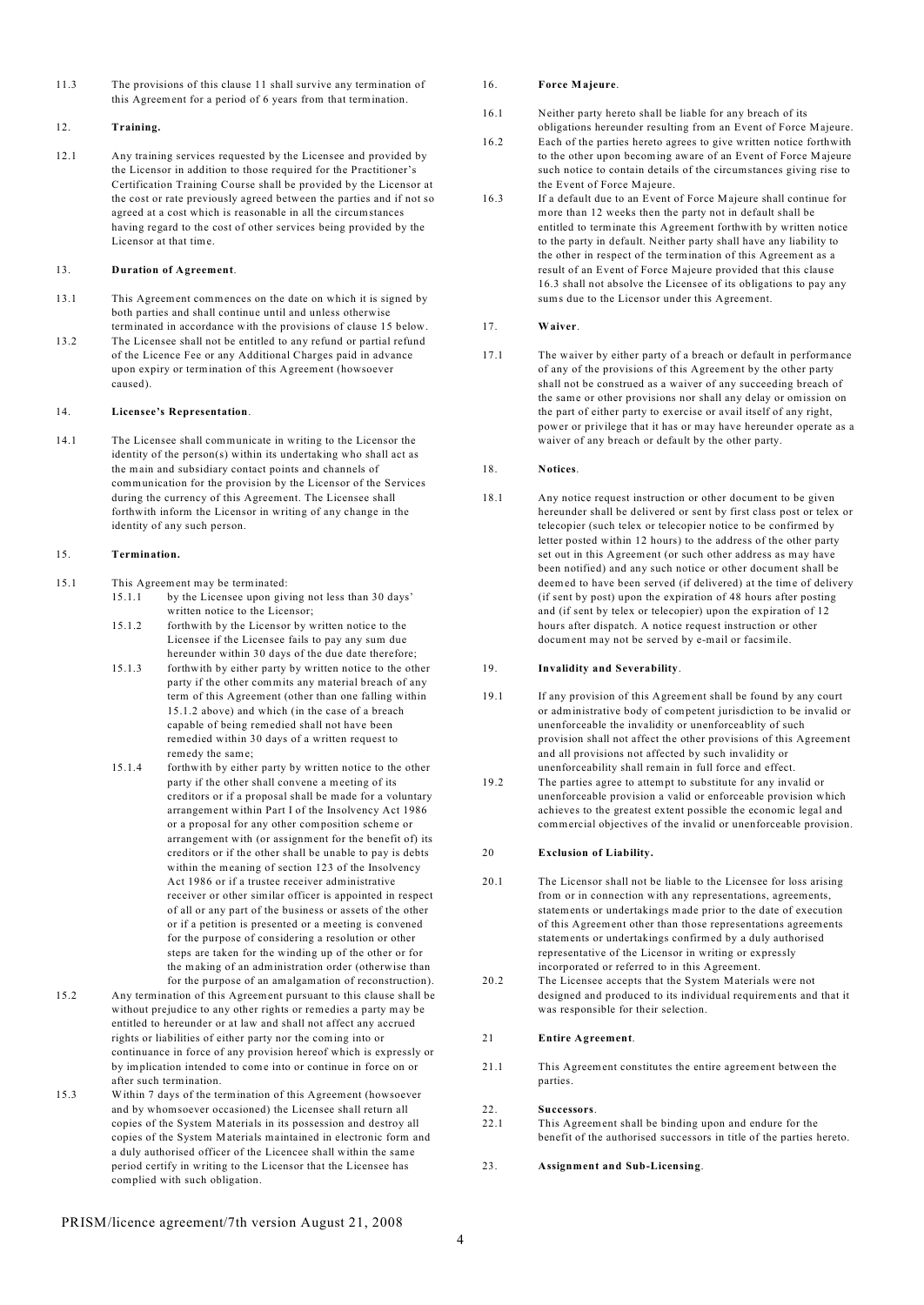11.3 The provisions of this clause 11 shall survive any termination of this Agreement for a period of 6 years from that termination.

## 12. Training.

12.1 Any training services requested by the Licensee and provided by the Licensor in addition to those required for the Practitioner's Certification Training Course shall be provided by the Licensor at the cost or rate previously agreed between the parties and if not so agreed at a cost which is reasonable in all the circumstances having regard to the cost of other services being provided by the Licensor at that time.

## 13. Duration of Agreement.

13.1 This Agreement commences on the date on which it is signed by both parties and shall continue until and unless otherwise terminated in accordance with the provisions of clause 15 below.

13.2 The Licensee shall not be entitled to any refund or partial refund of the Licence Fee or any Additional Charges paid in advance upon expiry or termination of this Agreement (howsoever caused).

## 14. Licensee's Representation.

14.1 The Licensee shall communicate in writing to the Licensor the identity of the person(s) within its undertaking who shall act as the main and subsidiary contact points and channels of communication for the provision by the Licensor of the Services during the currency of this Agreement. The Licensee shall forthwith inform the Licensor in writing of any change in the identity of any such person.

## 15. Termination.

15.1 This Agreement may be terminated:

15.1.1 by the Licensee upon giving not less than 30 days' written notice to the Licensor;

15.1.2 forthwith by the Licensor by written notice to the Licensee if the Licensee fails to pay any sum due hereunder within 30 days of the due date therefore;

15.1.3 forthwith by either party by written notice to the other party if the other commits any material breach of any term of this Agreement (other than one falling within 15.1.2 above) and which (in the case of a breach capable of being remedied shall not have been remedied within 30 days of a written request to remedy the same;

15.1.4 forthwith by either party by written notice to the other party if the other shall convene a meeting of its creditors or if a proposal shall be made for a voluntary arrangement within Part I of the Insolvency Act 1986 or a proposal for any other composition scheme or arrangement with (or assignment for the benefit of) its creditors or if the other shall be unable to pay is debts within the meaning of section 123 of the Insolvency Act 1986 or if a trustee receiver administrative receiver or other similar officer is appointed in respect of all or any part of the business or assets of the other or if a petition is presented or a meeting is convened for the purpose of considering a resolution or other steps are taken for the winding up of the other or for the making of an administration order (otherwise than for the purpose of an amalgamation of reconstruction).

15.2 Any termination of this Agreement pursuant to this clause shall be without prejudice to any other rights or remedies a party may be entitled to hereunder or at law and shall not affect any accrued rights or liabilities of either party nor the coming into or continuance in force of any provision hereof which is expressly or by implication intended to come into or continue in force on or after such termination.

15.3 Within 7 days of the termination of this Agreement (howsoever and by whomsoever occasioned) the Licensee shall return all copies of the System Materials in its possession and destroy all copies of the System Materials maintained in electronic form and a duly authorised officer of the Licencee shall within the same period certify in writing to the Licensor that the Licensee has complied with such obligation.

## 16. Force Majeure.

16.1 Neither party hereto shall be liable for any breach of its obligations hereunder resulting from an Event of Force Majeure.

16.2 Each of the parties hereto agrees to give written notice forthwith to the other upon becoming aware of an Event of Force Majeure such notice to contain details of the circumstances giving rise to the Event of Force Majeure.

16.3 If a default due to an Event of Force Majeure shall continue for more than 12 weeks then the party not in default shall be entitled to terminate this Agreement forthwith by written notice to the party in default. Neither party shall have any liability to the other in respect of the termination of this Agreement as a result of an Event of Force Majeure provided that this clause 16.3 shall not absolve the Licensee of its obligations to pay any sums due to the Licensor under this Agreement.

## 17. Waiver.

17.1 The waiver by either party of a breach or default in performance of any of the provisions of this Agreement by the other party shall not be construed as a waiver of any succeeding breach of the same or other provisions nor shall any delay or omission on the part of either party to exercise or avail itself of any right, power or privilege that it has or may have hereunder operate as a waiver of any breach or default by the other party.

## 18. Notices.

18.1 Any notice request instruction or other document to be given hereunder shall be delivered or sent by first class post or telex or telecopier (such telex or telecopier notice to be confirmed by letter posted within 12 hours) to the address of the other party set out in this Agreement (or such other address as may have been notified) and any such notice or other document shall be deemed to have been served (if delivered) at the time of delivery (if sent by post) upon the expiration of 48 hours after posting and (if sent by telex or telecopier) upon the expiration of 12 hours after dispatch. A notice request instruction or other document may not be served by e-mail or facsimile.

## 19. Invalidity and Severability.

19.1 If any provision of this Agreement shall be found by any court or administrative body of competent jurisdiction to be invalid or unenforceable the invalidity or unenforceablity of such provision shall not affect the other provisions of this Agreement and all provisions not affected by such invalidity or unenforceability shall remain in full force and effect.

19.2 The parties agree to attempt to substitute for any invalid or unenforceable provision a valid or enforceable provision which achieves to the greatest extent possible the economic legal and commercial objectives of the invalid or unenforceable provision.

## 20 Exclusion of Liability.

20.1 The Licensor shall not be liable to the Licensee for loss arising from or in connection with any representations, agreements, statements or undertakings made prior to the date of execution of this Agreement other than those representations agreements statements or undertakings confirmed by a duly authorised representative of the Licensor in writing or expressly incorporated or referred to in this Agreement.

20.2 The Licensee accepts that the System Materials were not designed and produced to its individual requirements and that it was responsible for their selection.

## 21 Entire Agreement.

21.1 This Agreement constitutes the entire agreement between the parties.

## 22. Successors.

22.1 This Agreement shall be binding upon and endure for the benefit of the authorised successors in title of the parties hereto.

## 23. Assignment and Sub-Licensing.

PRISM/licence agreement/7th version August 21, 2008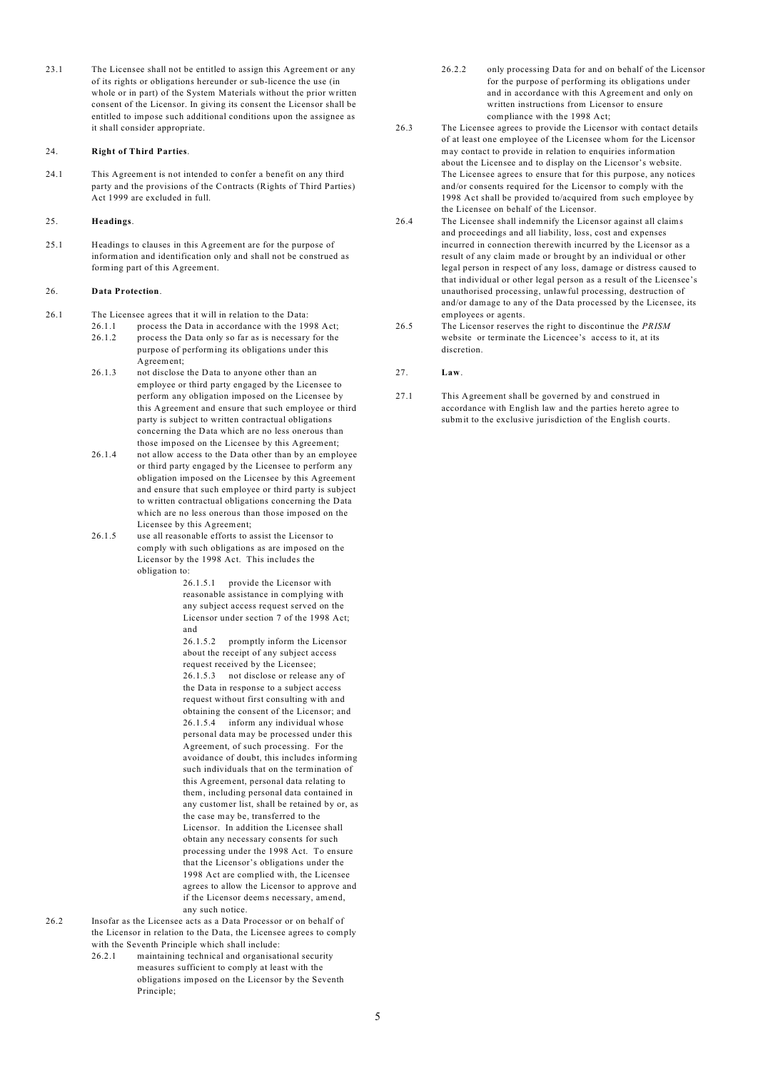23.1 The Licensee shall not be entitled to assign this Agreement or any of its rights or obligations hereunder or sub-licence the use (in whole or in part) of the System Materials without the prior written consent of the Licensor. In giving its consent the Licensor shall be entitled to impose such additional conditions upon the assignee as it shall consider appropriate.

24. **Right of Third Parties**.

24.1 This Agreement is not intended to confer a benefit on any third party and the provisions of the Contracts (Rights of Third Parties) Act 1999 are excluded in full.

25. **Headings**.

25.1 Headings to clauses in this Agreement are for the purpose of information and identification only and shall not be construed as forming part of this Agreement.

26. **Data Protection**.

26.1 The Licensee agrees that it will in relation to the Data:

26.1.1 process the Data in accordance with the 1998 Act;

26.1.2 process the Data only so far as is necessary for the purpose of performing its obligations under this Agreement;

26.1.3 not disclose the Data to anyone other than an employee or third party engaged by the Licensee to perform any obligation imposed on the Licensee by this Agreement and ensure that such employee or third party is subject to written contractual obligations concerning the Data which are no less onerous than those imposed on the Licensee by this Agreement;

26.1.4 not allow access to the Data other than by an employee or third party engaged by the Licensee to perform any obligation imposed on the Licensee by this Agreement and ensure that such employee or third party is subject to written contractual obligations concerning the Data which are no less onerous than those imposed on the Licensee by this Agreement;

26.1.5 use all reasonable efforts to assist the Licensor to comply with such obligations as are imposed on the Licensor by the 1998 Act. This includes the obligation to:

26.1.5.1 provide the Licensor with reasonable assistance in complying with any subject access request served on the Licensor under section 7 of the 1998 Act; and

26.1.5.2 promptly inform the Licensor about the receipt of any subject access request received by the Licensee;

26.1.5.3 not disclose or release any of the Data in response to a subject access request without first consulting with and obtaining the consent of the Licensor; and

26.1.5.4 inform any individual whose personal data may be processed under this Agreement, of such processing. For the avoidance of doubt, this includes informing such individuals that on the termination of this Agreement, personal data relating to them, including personal data contained in any customer list, shall be retained by or, as the case may be, transferred to the Licensor. In addition the Licensee shall obtain any necessary consents for such processing under the 1998 Act. To ensure that the Licensor's obligations under the 1998 Act are complied with, the Licensee agrees to allow the Licensor to approve and if the Licensor deems necessary, amend, any such notice.

26.2 Insofar as the Licensee acts as a Data Processor or on behalf of the Licensor in relation to the Data, the Licensee agrees to comply with the Seventh Principle which shall include:

26.2.1 maintaining technical and organisational security measures sufficient to comply at least with the obligations imposed on the Licensor by the Seventh Principle;

26.2.2 only processing Data for and on behalf of the Licensor for the purpose of performing its obligations under and in accordance with this Agreement and only on written instructions from Licensor to ensure compliance with the 1998 Act;

26.3 The Licensee agrees to provide the Licensor with contact details of at least one employee of the Licensee whom for the Licensor may contact to provide in relation to enquiries information about the Licensee and to display on the Licensor's website. The Licensee agrees to ensure that for this purpose, any notices and/or consents required for the Licensor to comply with the 1998 Act shall be provided to/acquired from such employee by the Licensee on behalf of the Licensor.

26.4 The Licensee shall indemnify the Licensor against all claims and proceedings and all liability, loss, cost and expenses incurred in connection therewith incurred by the Licensor as a result of any claim made or brought by an individual or other legal person in respect of any loss, damage or distress caused to that individual or other legal person as a result of the Licensee's unauthorised processing, unlawful processing, destruction of and/or damage to any of the Data processed by the Licensee, its employees or agents.

26.5 The Licensor reserves the right to discontinue the *PRISM* website or terminate the Licencee's access to it, at its discretion.

27. **Law**.

27.1 This Agreement shall be governed by and construed in accordance with English law and the parties hereto agree to submit to the exclusive jurisdiction of the English courts.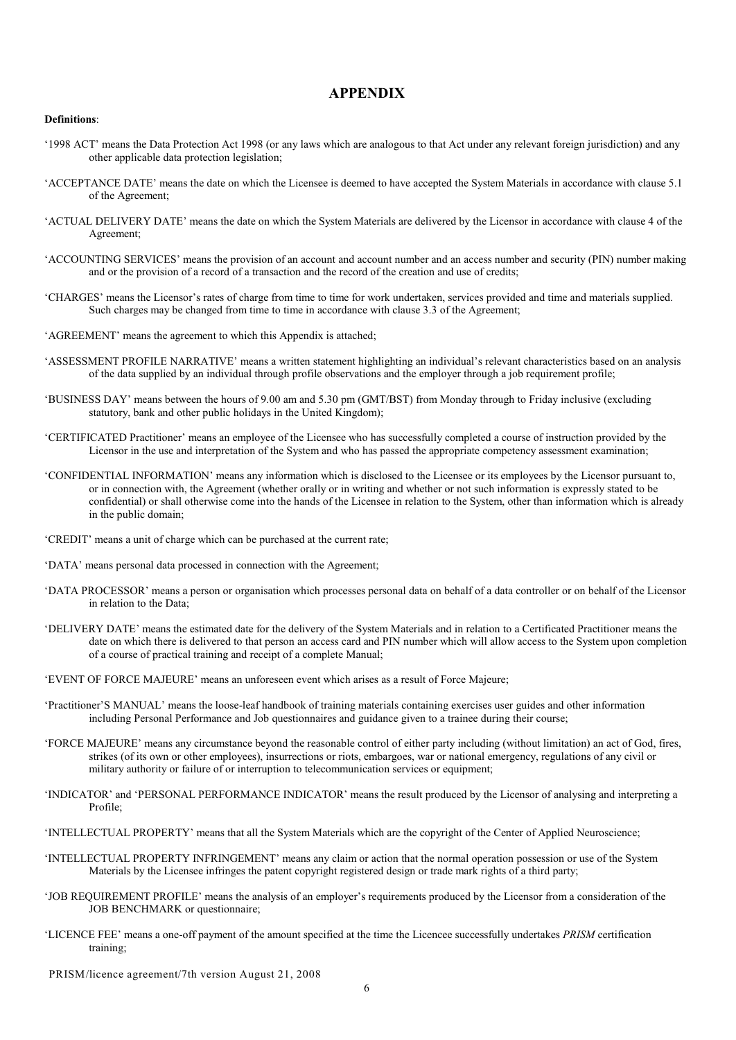# APPENDIX

**Definitions**:

'1998 ACT' means the Data Protection Act 1998 (or any laws which are analogous to that Act under any relevant foreign jurisdiction) and any other applicable data protection legislation;

'ACCEPTANCE DATE' means the date on which the Licensee is deemed to have accepted the System Materials in accordance with clause 5.1 of the Agreement;

'ACTUAL DELIVERY DATE' means the date on which the System Materials are delivered by the Licensor in accordance with clause 4 of the Agreement;

'ACCOUNTING SERVICES' means the provision of an account and account number and an access number and security (PIN) number making and or the provision of a record of a transaction and the record of the creation and use of credits;

'CHARGES' means the Licensor's rates of charge from time to time for work undertaken, services provided and time and materials supplied. Such charges may be changed from time to time in accordance with clause 3.3 of the Agreement;

'AGREEMENT' means the agreement to which this Appendix is attached;

'ASSESSMENT PROFILE NARRATIVE' means a written statement highlighting an individual's relevant characteristics based on an analysis of the data supplied by an individual through profile observations and the employer through a job requirement profile;

'BUSINESS DAY' means between the hours of 9.00 am and 5.30 pm (GMT/BST) from Monday through to Friday inclusive (excluding statutory, bank and other public holidays in the United Kingdom);

'CERTIFICATED Practitioner' means an employee of the Licensee who has successfully completed a course of instruction provided by the Licensor in the use and interpretation of the System and who has passed the appropriate competency assessment examination;

'CONFIDENTIAL INFORMATION' means any information which is disclosed to the Licensee or its employees by the Licensor pursuant to, or in connection with, the Agreement (whether orally or in writing and whether or not such information is expressly stated to be confidential) or shall otherwise come into the hands of the Licensee in relation to the System, other than information which is already in the public domain;

'CREDIT' means a unit of charge which can be purchased at the current rate;

'DATA' means personal data processed in connection with the Agreement;

'DATA PROCESSOR' means a person or organisation which processes personal data on behalf of a data controller or on behalf of the Licensor in relation to the Data;

'DELIVERY DATE' means the estimated date for the delivery of the System Materials and in relation to a Certificated Practitioner means the date on which there is delivered to that person an access card and PIN number which will allow access to the System upon completion of a course of practical training and receipt of a complete Manual;

'EVENT OF FORCE MAJEURE' means an unforeseen event which arises as a result of Force Majeure;

'Practitioner'S MANUAL' means the loose-leaf handbook of training materials containing exercises user guides and other information including Personal Performance and Job questionnaires and guidance given to a trainee during their course;

'FORCE MAJEURE' means any circumstance beyond the reasonable control of either party including (without limitation) an act of God, fires, strikes (of its own or other employees), insurrections or riots, embargoes, war or national emergency, regulations of any civil or military authority or failure of or interruption to telecommunication services or equipment;

'INDICATOR' and 'PERSONAL PERFORMANCE INDICATOR' means the result produced by the Licensor of analysing and interpreting a Profile;

'INTELLECTUAL PROPERTY' means that all the System Materials which are the copyright of the Center of Applied Neuroscience;

'INTELLECTUAL PROPERTY INFRINGEMENT' means any claim or action that the normal operation possession or use of the System Materials by the Licensee infringes the patent copyright registered design or trade mark rights of a third party;

'JOB REQUIREMENT PROFILE' means the analysis of an employer's requirements produced by the Licensor from a consideration of the JOB BENCHMARK or questionnaire;

'LICENCE FEE' means a one-off payment of the amount specified at the time the Licencee successfully undertakes *PRISM* certification training;

PRISM/licence agreement/7th version August 21, 2008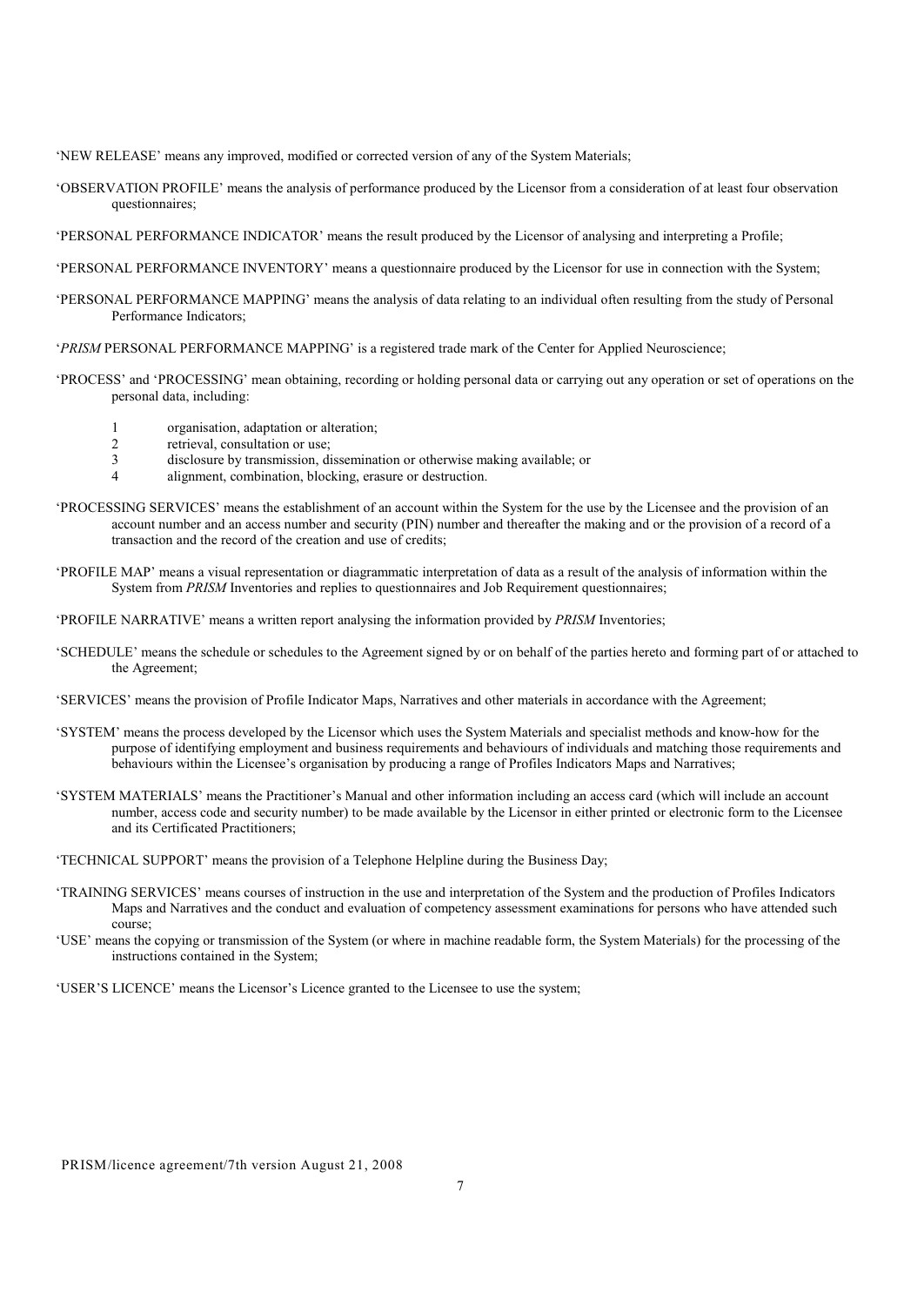'NEW RELEASE' means any improved, modified or corrected version of any of the System Materials;

'OBSERVATION PROFILE' means the analysis of performance produced by the Licensor from a consideration of at least four observation questionnaires;

'PERSONAL PERFORMANCE INDICATOR' means the result produced by the Licensor of analysing and interpreting a Profile;

'PERSONAL PERFORMANCE INVENTORY' means a questionnaire produced by the Licensor for use in connection with the System;

'PERSONAL PERFORMANCE MAPPING' means the analysis of data relating to an individual often resulting from the study of Personal Performance Indicators;

'*PRISM* PERSONAL PERFORMANCE MAPPING' is a registered trade mark of the Center for Applied Neuroscience;

'PROCESS' and 'PROCESSING' mean obtaining, recording or holding personal data or carrying out any operation or set of operations on the personal data, including:

1. organisation, adaptation or alteration;
2. retrieval, consultation or use;
3. disclosure by transmission, dissemination or otherwise making available; or
4. alignment, combination, blocking, erasure or destruction.

'PROCESSING SERVICES' means the establishment of an account within the System for the use by the Licensee and the provision of an account number and an access number and security (PIN) number and thereafter the making and or the provision of a record of a transaction and the record of the creation and use of credits;

'PROFILE MAP' means a visual representation or diagrammatic interpretation of data as a result of the analysis of information within the System from *PRISM* Inventories and replies to questionnaires and Job Requirement questionnaires;

'PROFILE NARRATIVE' means a written report analysing the information provided by *PRISM* Inventories;

'SCHEDULE' means the schedule or schedules to the Agreement signed by or on behalf of the parties hereto and forming part of or attached to the Agreement;

'SERVICES' means the provision of Profile Indicator Maps, Narratives and other materials in accordance with the Agreement;

'SYSTEM' means the process developed by the Licensor which uses the System Materials and specialist methods and know-how for the purpose of identifying employment and business requirements and behaviours of individuals and matching those requirements and behaviours within the Licensee's organisation by producing a range of Profiles Indicators Maps and Narratives;

'SYSTEM MATERIALS' means the Practitioner's Manual and other information including an access card (which will include an account number, access code and security number) to be made available by the Licensor in either printed or electronic form to the Licensee and its Certificated Practitioners;

'TECHNICAL SUPPORT' means the provision of a Telephone Helpline during the Business Day;

'TRAINING SERVICES' means courses of instruction in the use and interpretation of the System and the production of Profiles Indicators Maps and Narratives and the conduct and evaluation of competency assessment examinations for persons who have attended such course;

'USE' means the copying or transmission of the System (or where in machine readable form, the System Materials) for the processing of the instructions contained in the System;

'USER'S LICENCE' means the Licensor's Licence granted to the Licensee to use the system;